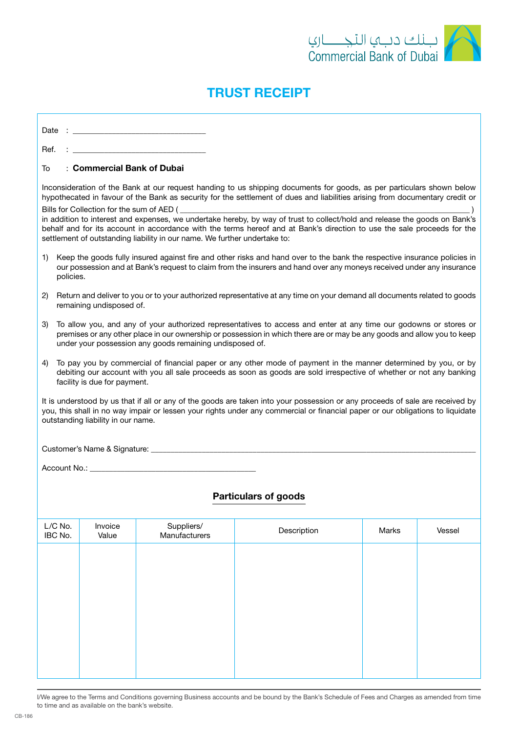بـنـك دبـي الـتـجـــاري
Commercial Bank of Dubai

# TRUST RECEIPT

Date : ______________________________

Ref. : ______________________________

To : **Commercial Bank of Dubai**

Inconsideration of the Bank at our request handing to us shipping documents for goods, as per particulars shown below hypothecated in favour of the Bank as security for the settlement of dues and liabilities arising from documentary credit or Bills for Collection for the sum of AED ( ________________________________________________ ) in addition to interest and expenses, we undertake hereby, by way of trust to collect/hold and release the goods on Bank's behalf and for its account in accordance with the terms hereof and at Bank's direction to use the sale proceeds for the settlement of outstanding liability in our name. We further undertake to:

1) Keep the goods fully insured against fire and other risks and hand over to the bank the respective insurance policies in our possession and at Bank's request to claim from the insurers and hand over any moneys received under any insurance policies.

2) Return and deliver to you or to your authorized representative at any time on your demand all documents related to goods remaining undisposed of.

3) To allow you, and any of your authorized representatives to access and enter at any time our godowns or stores or premises or any other place in our ownership or possession in which there are or may be any goods and allow you to keep under your possession any goods remaining undisposed of.

4) To pay you by commercial of financial paper or any other mode of payment in the manner determined by you, or by debiting our account with you all sale proceeds as soon as goods are sold irrespective of whether or not any banking facility is due for payment.

It is understood by us that if all or any of the goods are taken into your possession or any proceeds of sale are received by you, this shall in no way impair or lessen your rights under any commercial or financial paper or our obligations to liquidate outstanding liability in our name.

Customer's Name & Signature: ________________________________________________

Account No.: ______________________________

## Particulars of goods

| L/C No. IBC No. | Invoice Value | Suppliers/ Manufacturers | Description | Marks | Vessel |
|---|---|---|---|---|---|
| | | | | | |

I/We agree to the Terms and Conditions governing Business accounts and be bound by the Bank's Schedule of Fees and Charges as amended from time to time and as available on the bank's website.

CB-186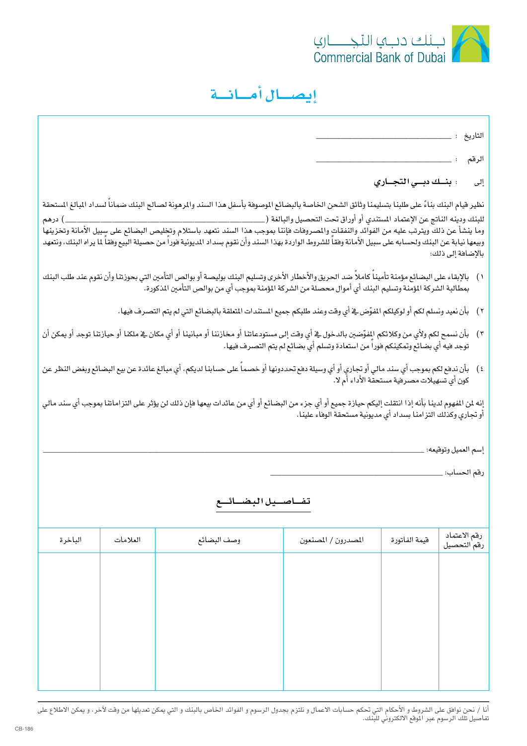بـنك دبـي التجـــاري
Commercial Bank of Dubai

# إيصــال أمــانــة

التاريخ : ______________________________

الرقم : ______________________________

إلى : **بنــك دبــي التجــاري**

نظير قيام البنك بناءً على طلبنا بتسليمنا وثائق الشحن الخاصة بالبضائع الموصوفة بأسفل هذا السند والمرهونة لصالح البنك ضماناً لسداد المبالغ المستحقة للبنك ودينه الناتج عن الإعتماد المستندي أو أوراق تحت التحصيل والبالغة (____________________________________________) درهم وما ينشأ عن ذلك ويترتب عليه من الفوائد والنفقات والمصروفات فإننا بموجب هذا السند نتعهد باستلام وتخليص البضائع على سبيل الأمانة وتخزينها وبيعها نيابة عن البنك ولحسابه على سبيل الأمانة وفقاً للشروط الواردة بهذا السند وأن نقوم بسداد المديونية فوراً من حصيلة البيع وفقاً لما يراه البنك، ونتعهد بالإضافة إلى ذلك:

١) بالإبقاء على البضائع مؤمنة تأميناً كاملاً ضد الحريق والأخطار الأخرى وتسليم البنك بوليصة أو بوالص التأمين التي بحوزتنا وأن نقوم عند طلب البنك بمطالبة الشركة المؤمنة وتسليم البنك أي أموال محصلة من الشركة المؤمنة بموجب أي من بوالص التأمين المذكورة.

٢) بأن نعيد ونسلم لكم أو لوكيلكم المفوّض في أي وقت وعند طلبكم جميع المستندات المتعلقة بالبضائع التي لم يتم التصرف فيها.

٣) بأن نسمح لكم ولأي من وكلائكم المفوّضين بالدخول في أي وقت إلى مستودعاتنا أو مخازننا أو مبانينا أو أي مكان في ملكنا أو حيازتنا توجد أو يمكن أن توجد فيه أي بضائع وتمكينكم فوراً من استعادة وتسلم أي بضائع لم يتم التصرف فيها.

٤) بأن ندفع لكم بموجب أي سند مالي أو تجاري أو أي وسيلة دفع تحددونها أو خصماً على حسابنا لديكم، أي مبالغ عائدة عن بيع البضائع وبغض النظر عن كون أي تسهيلات مصرفية مستحقة الأداء أم لا.

إنه لمن المفهوم لدينا بأنه إذا انتقلت إليكم حيازة جميع أو أي جزء من البضائع أو أي من عائدات بيعها فإن ذلك لن يؤثر على التزاماتنا بموجب أي سند مالي أو تجاري وكذلك التزامنا بسداد أي مديونية مستحقة الوفاء علينا.

إسم العميل وتوقيعه: ______________________________________________

رقم الحساب: ______________________________

## تفــاصــيل البضــائــع

| رقم الاعتماد / رقم التحصيل | قيمة الفاتورة | المصدرون / المصنعون | وصف البضائع | العلامات | الباخرة |
|---|---|---|---|---|---|
| | | | | | |

أنا / نحن نوافق على الشروط و الأحكام التي تحكم حسابات الاعمال و نلتزم بجدول الرسوم و الفوائد الخاص بالبنك و التي يمكن تعديلها من وقت لآخر، و يمكن الاطلاع على تفاصيل تلك الرسوم عبر الموقع الالكتروني للبنك.

CB-186